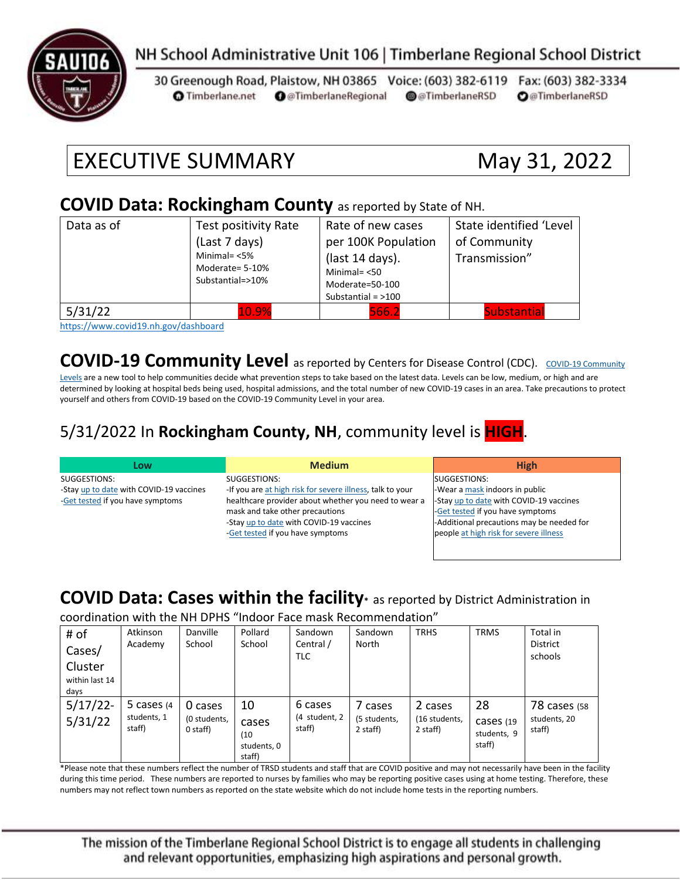NH School Administrative Unit 106 | Timberlane Regional School District

30 Greenough Road, Plaistow, NH 03865 Voice: (603) 382-6119 Fax: (603) 382-3334
Timberlane.net @TimberlaneRegional @TimberlaneRSD @TimberlaneRSD

# EXECUTIVE SUMMARY May 31, 2022

## COVID Data: Rockingham County as reported by State of NH.

| Data as of | Test positivity Rate (Last 7 days) Minimal= <5% Moderate= 5-10% Substantial=>10% | Rate of new cases per 100K Population (last 14 days). Minimal= <50 Moderate=50-100 Substantial = >100 | State identified 'Level of Community Transmission" |
|---|---|---|---|
| 5/31/22 | 10.9% | 566.2 | Substantial |

https://www.covid19.nh.gov/dashboard

## COVID-19 Community Level as reported by Centers for Disease Control (CDC).

COVID-19 Community Levels are a new tool to help communities decide what prevention steps to take based on the latest data. Levels can be low, medium, or high and are determined by looking at hospital beds being used, hospital admissions, and the total number of new COVID-19 cases in an area. Take precautions to protect yourself and others from COVID-19 based on the COVID-19 Community Level in your area.

### 5/31/2022 In **Rockingham County, NH**, community level is **HIGH**.

| Low | Medium | High |
|---|---|---|
| SUGGESTIONS:<br>-Stay up to date with COVID-19 vaccines<br>-Get tested if you have symptoms | SUGGESTIONS:<br>-If you are at high risk for severe illness, talk to your healthcare provider about whether you need to wear a mask and take other precautions<br>-Stay up to date with COVID-19 vaccines<br>-Get tested if you have symptoms | SUGGESTIONS:<br>-Wear a mask indoors in public<br>-Stay up to date with COVID-19 vaccines<br>-Get tested if you have symptoms<br>-Additional precautions may be needed for people at high risk for severe illness |

## COVID Data: Cases within the facility* as reported by District Administration in coordination with the NH DPHS "Indoor Face mask Recommendation"

| # of Cases/ Cluster within last 14 days | Atkinson Academy | Danville School | Pollard School | Sandown Central / TLC | Sandown North | TRHS | TRMS | Total in District schools |
|---|---|---|---|---|---|---|---|---|
| 5/17/22-5/31/22 | 5 cases (4 students, 1 staff) | 0 cases (0 students, 0 staff) | 10 cases (10 students, 0 staff) | 6 cases (4 student, 2 staff) | 7 cases (5 students, 2 staff) | 2 cases (16 students, 2 staff) | 28 cases (19 students, 9 staff) | 78 cases (58 students, 20 staff) |

*Please note that these numbers reflect the number of TRSD students and staff that are COVID positive and may not necessarily have been in the facility during this time period. These numbers are reported to nurses by families who may be reporting positive cases using at home testing. Therefore, these numbers may not reflect town numbers as reported on the state website which do not include home tests in the reporting numbers.

The mission of the Timberlane Regional School District is to engage all students in challenging and relevant opportunities, emphasizing high aspirations and personal growth.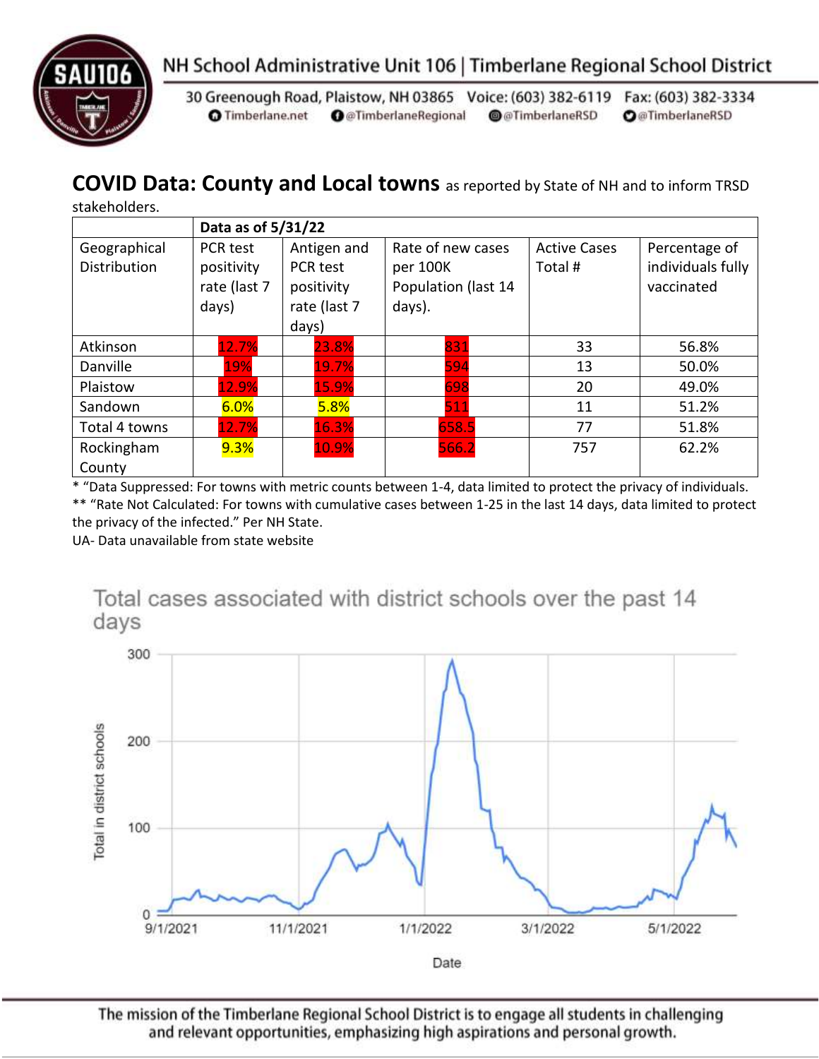NH School Administrative Unit 106 | Timberlane Regional School District

30 Greenough Road, Plaistow, NH 03865 Voice: (603) 382-6119 Fax: (603) 382-3334
Timberlane.net @TimberlaneRegional @TimberlaneRSD @TimberlaneRSD

## COVID Data: County and Local towns as reported by State of NH and to inform TRSD stakeholders.

| | Data as of 5/31/22 | | | | |
|---|---|---|---|---|---|
| Geographical Distribution | PCR test positivity rate (last 7 days) | Antigen and PCR test positivity rate (last 7 days) | Rate of new cases per 100K Population (last 14 days). | Active Cases Total # | Percentage of individuals fully vaccinated |
| Atkinson | 12.7% | 23.8% | 831 | 33 | 56.8% |
| Danville | 19% | 19.7% | 594 | 13 | 50.0% |
| Plaistow | 12.9% | 15.9% | 698 | 20 | 49.0% |
| Sandown | 6.0% | 5.8% | 511 | 11 | 51.2% |
| Total 4 towns | 12.7% | 16.3% | 658.5 | 77 | 51.8% |
| Rockingham County | 9.3% | 10.9% | 566.2 | 757 | 62.2% |

* "Data Suppressed: For towns with metric counts between 1-4, data limited to protect the privacy of individuals.
** "Rate Not Calculated: For towns with cumulative cases between 1-25 in the last 14 days, data limited to protect the privacy of the infected." Per NH State.
UA- Data unavailable from state website

Total cases associated with district schools over the past 14 days

The mission of the Timberlane Regional School District is to engage all students in challenging and relevant opportunities, emphasizing high aspirations and personal growth.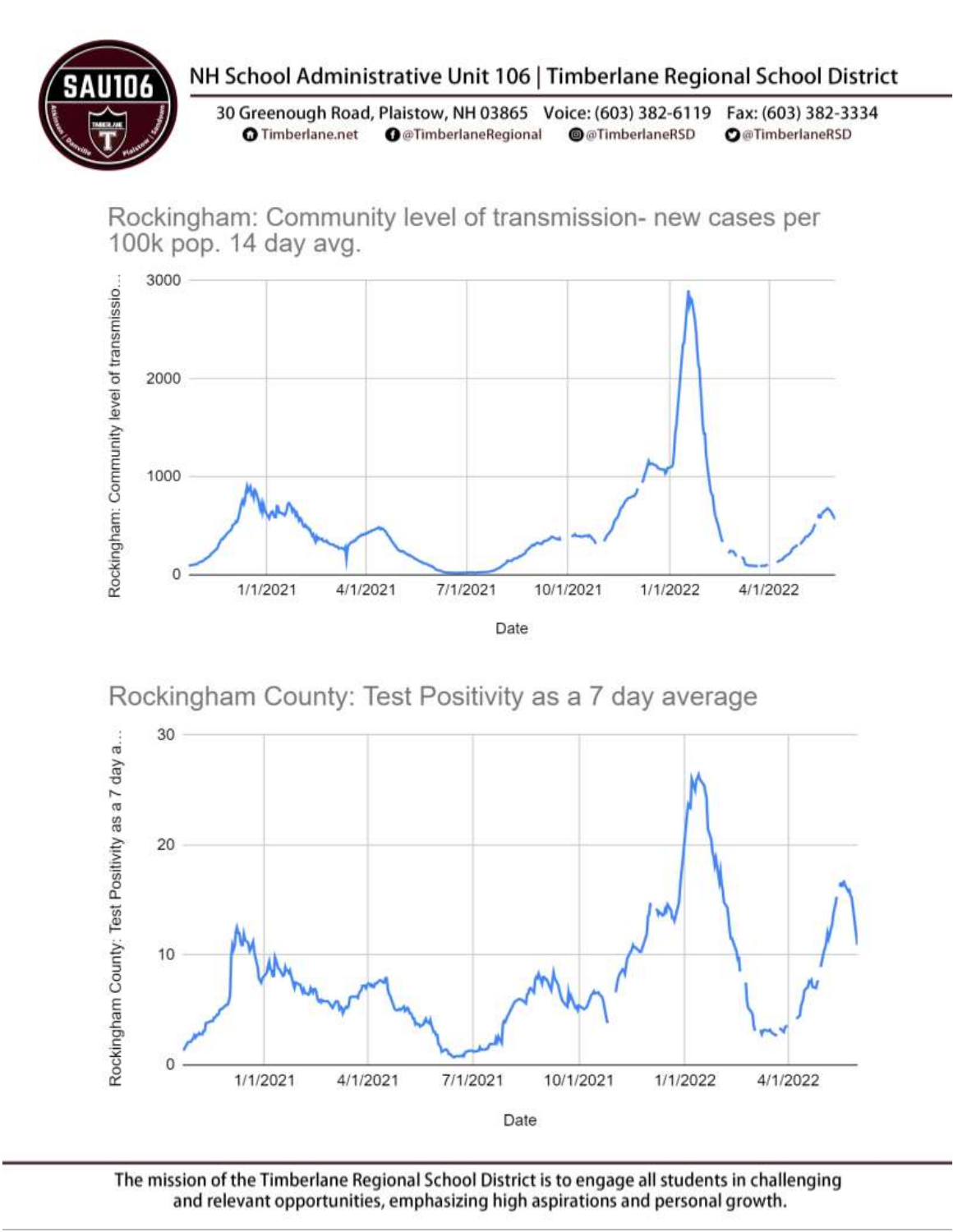NH School Administrative Unit 106 | Timberlane Regional School District

30 Greenough Road, Plaistow, NH 03865 Voice: (603) 382-6119 Fax: (603) 382-3334
Timberlane.net @TimberlaneRegional @TimberlaneRSD @TimberlaneRSD

## Rockingham: Community level of transmission- new cases per 100k pop. 14 day avg.

## Rockingham County: Test Positivity as a 7 day average

The mission of the Timberlane Regional School District is to engage all students in challenging and relevant opportunities, emphasizing high aspirations and personal growth.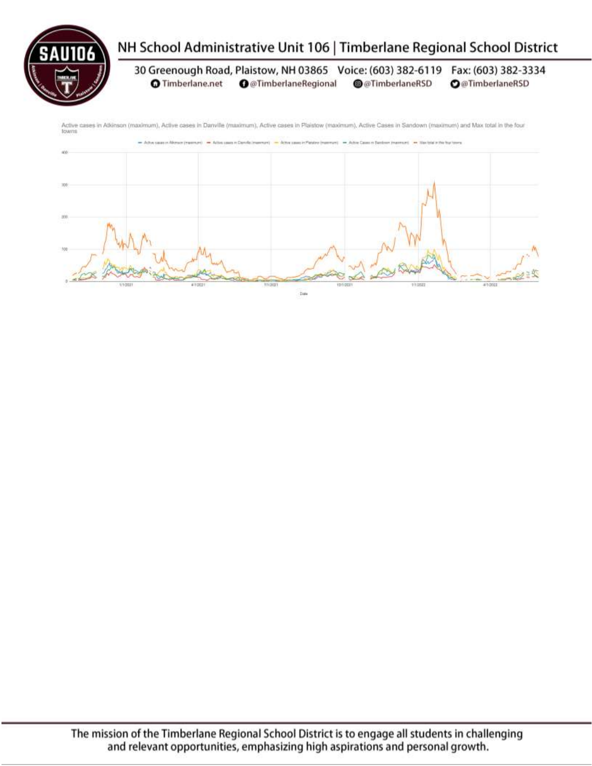Active cases in Atkinson (maximum), Active cases in Danville (maximum), Active cases in Plaistow (maximum), Active Cases in Sandown (maximum) and Max total in the four towns

Active cases in Atkinson (maximum) — Active cases in Danville (maximum) — Active cases in Plaistow (maximum) — Active Cases in Sandown (maximum) — Max total in the four towns

400

300

200

100

0

1/1/2021 4/1/2021 7/1/2021 10/1/2021 1/1/2022 4/1/2022

Date